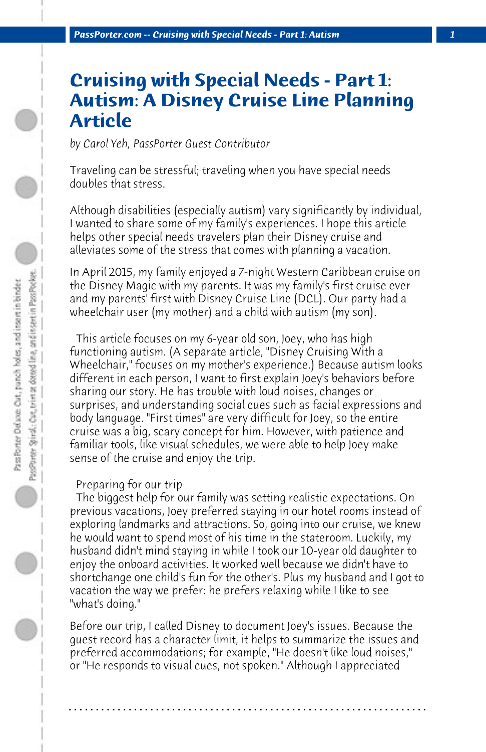# Cruising with Special Needs - Part 1: Autism: A Disney Cruise Line Planning Article

*by Carol Yeh, PassPorter Guest Contributor*

Traveling can be stressful; traveling when you have special needs doubles that stress.

Although disabilities (especially autism) vary significantly by individual, I wanted to share some of my family's experiences. I hope this article helps other special needs travelers plan their Disney cruise and alleviates some of the stress that comes with planning a vacation.

In April 2015, my family enjoyed a 7-night Western Caribbean cruise on the Disney Magic with my parents. It was my family's first cruise ever and my parents' first with Disney Cruise Line (DCL). Our party had a wheelchair user (my mother) and a child with autism (my son).

This article focuses on my 6-year old son, Joey, who has high functioning autism. (A separate article, "Disney Cruising With a Wheelchair," focuses on my mother's experience.) Because autism looks different in each person, I want to first explain Joey's behaviors before sharing our story. He has trouble with loud noises, changes or surprises, and understanding social cues such as facial expressions and body language. "First times" are very difficult for Joey, so the entire cruise was a big, scary concept for him. However, with patience and familiar tools, like visual schedules, we were able to help Joey make sense of the cruise and enjoy the trip.

Preparing for our trip

The biggest help for our family was setting realistic expectations. On previous vacations, Joey preferred staying in our hotel rooms instead of exploring landmarks and attractions. So, going into our cruise, we knew he would want to spend most of his time in the stateroom. Luckily, my husband didn't mind staying in while I took our 10-year old daughter to enjoy the onboard activities. It worked well because we didn't have to shortchange one child's fun for the other's. Plus my husband and I got to vacation the way we prefer: he prefers relaxing while I like to see "what's doing."

Before our trip, I called Disney to document Joey's issues. Because the guest record has a character limit, it helps to summarize the issues and preferred accommodations; for example, "He doesn't like loud noises," or "He responds to visual cues, not spoken." Although I appreciated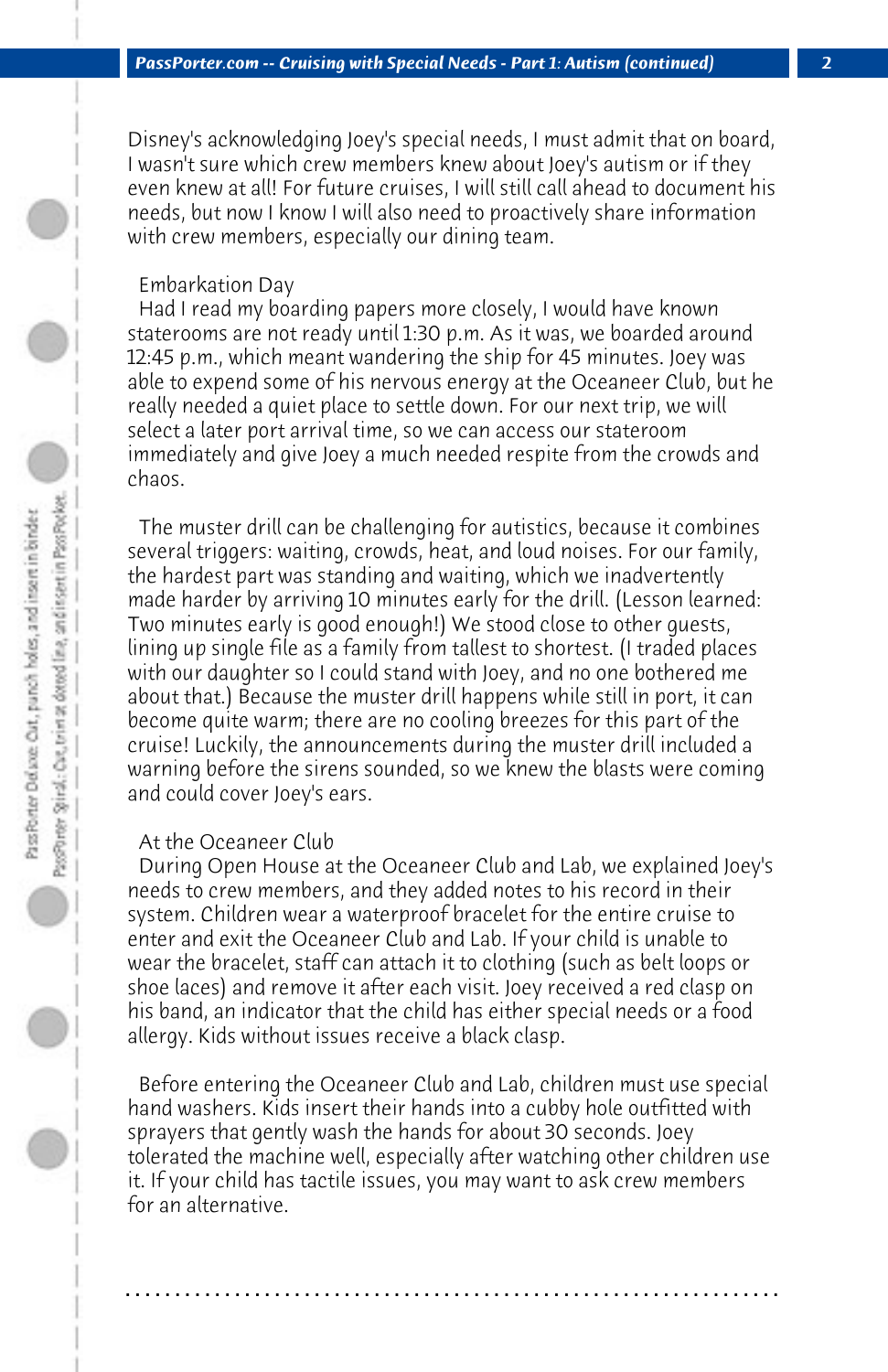Disney's acknowledging Joey's special needs, I must admit that on board, I wasn't sure which crew members knew about Joey's autism or if they even knew at all! For future cruises, I will still call ahead to document his needs, but now I know I will also need to proactively share information with crew members, especially our dining team.

### Embarkation Day

Had I read my boarding papers more closely, I would have known staterooms are not ready until 1:30 p.m. As it was, we boarded around 12:45 p.m., which meant wandering the ship for 45 minutes. Joey was able to expend some of his nervous energy at the Oceaneer Club, but he really needed a quiet place to settle down. For our next trip, we will select a later port arrival time, so we can access our stateroom immediately and give Joey a much needed respite from the crowds and chaos.

The muster drill can be challenging for autistics, because it combines several triggers: waiting, crowds, heat, and loud noises. For our family, the hardest part was standing and waiting, which we inadvertently made harder by arriving 10 minutes early for the drill. (Lesson learned: Two minutes early is good enough!) We stood close to other guests, lining up single file as a family from tallest to shortest. (I traded places with our daughter so I could stand with Joey, and no one bothered me about that.) Because the muster drill happens while still in port, it can become quite warm; there are no cooling breezes for this part of the cruise! Luckily, the announcements during the muster drill included a warning before the sirens sounded, so we knew the blasts were coming and could cover Joey's ears.

### At the Oceaneer Club

During Open House at the Oceaneer Club and Lab, we explained Joey's needs to crew members, and they added notes to his record in their system. Children wear a waterproof bracelet for the entire cruise to enter and exit the Oceaneer Club and Lab. If your child is unable to wear the bracelet, staff can attach it to clothing (such as belt loops or shoe laces) and remove it after each visit. Joey received a red clasp on his band, an indicator that the child has either special needs or a food allergy. Kids without issues receive a black clasp.

Before entering the Oceaneer Club and Lab, children must use special hand washers. Kids insert their hands into a cubby hole outfitted with sprayers that gently wash the hands for about 30 seconds. Joey tolerated the machine well, especially after watching other children use it. If your child has tactile issues, you may want to ask crew members for an alternative.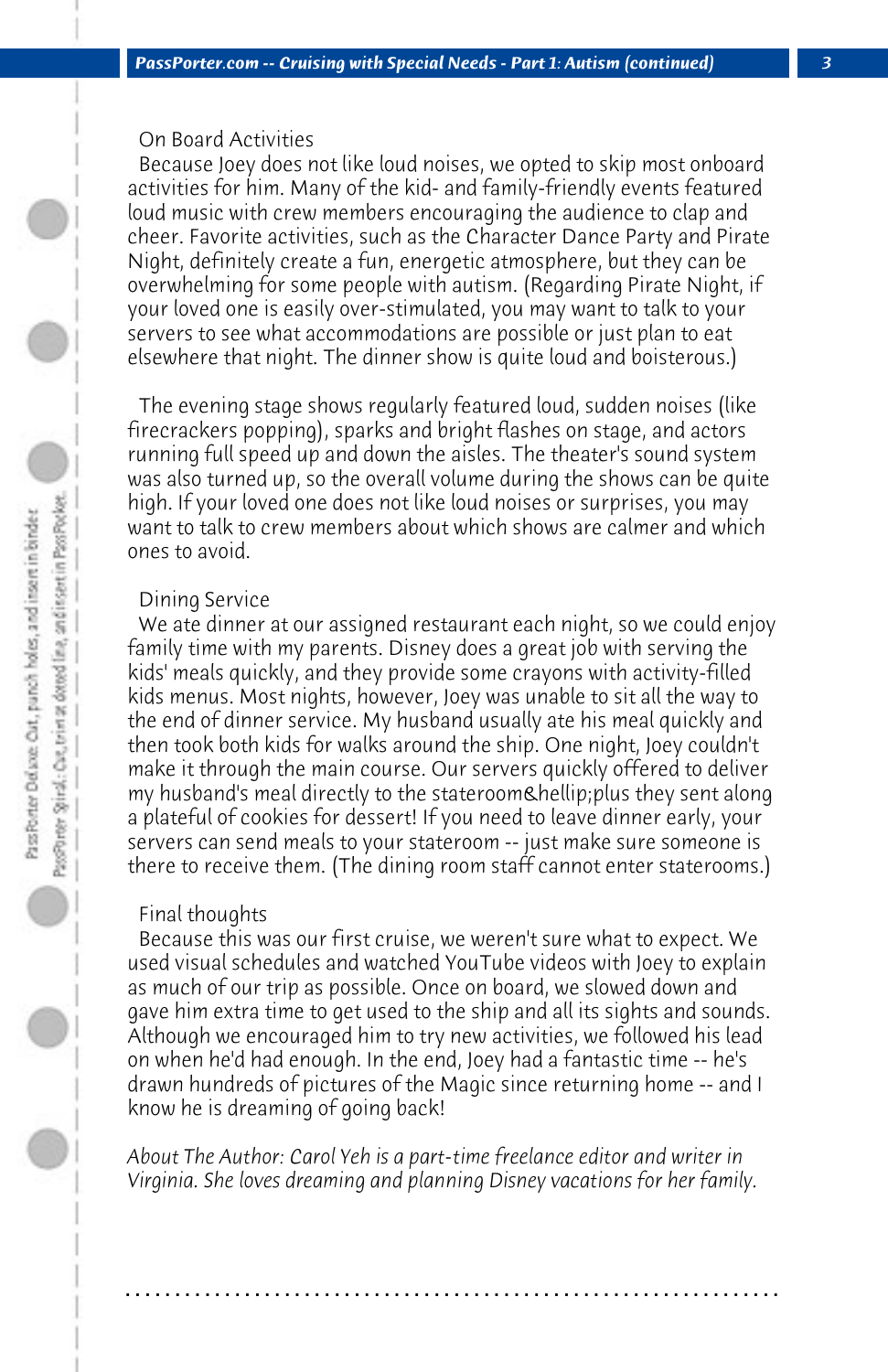## On Board Activities

Because Joey does not like loud noises, we opted to skip most onboard activities for him. Many of the kid- and family-friendly events featured loud music with crew members encouraging the audience to clap and cheer. Favorite activities, such as the Character Dance Party and Pirate Night, definitely create a fun, energetic atmosphere, but they can be overwhelming for some people with autism. (Regarding Pirate Night, if your loved one is easily over-stimulated, you may want to talk to your servers to see what accommodations are possible or just plan to eat elsewhere that night. The dinner show is quite loud and boisterous.)

The evening stage shows regularly featured loud, sudden noises (like firecrackers popping), sparks and bright flashes on stage, and actors running full speed up and down the aisles. The theater's sound system was also turned up, so the overall volume during the shows can be quite high. If your loved one does not like loud noises or surprises, you may want to talk to crew members about which shows are calmer and which ones to avoid.

## Dining Service

We ate dinner at our assigned restaurant each night, so we could enjoy family time with my parents. Disney does a great job with serving the kids' meals quickly, and they provide some crayons with activity-filled kids menus. Most nights, however, Joey was unable to sit all the way to the end of dinner service. My husband usually ate his meal quickly and then took both kids for walks around the ship. One night, Joey couldn't make it through the main course. Our servers quickly offered to deliver my husband's meal directly to the stateroom&hellip;plus they sent along a plateful of cookies for dessert! If you need to leave dinner early, your servers can send meals to your stateroom -- just make sure someone is there to receive them. (The dining room staff cannot enter staterooms.)

## Final thoughts

Because this was our first cruise, we weren't sure what to expect. We used visual schedules and watched YouTube videos with Joey to explain as much of our trip as possible. Once on board, we slowed down and gave him extra time to get used to the ship and all its sights and sounds. Although we encouraged him to try new activities, we followed his lead on when he'd had enough. In the end, Joey had a fantastic time -- he's drawn hundreds of pictures of the Magic since returning home -- and I know he is dreaming of going back!

*About The Author: Carol Yeh is a part-time freelance editor and writer in Virginia. She loves dreaming and planning Disney vacations for her family.*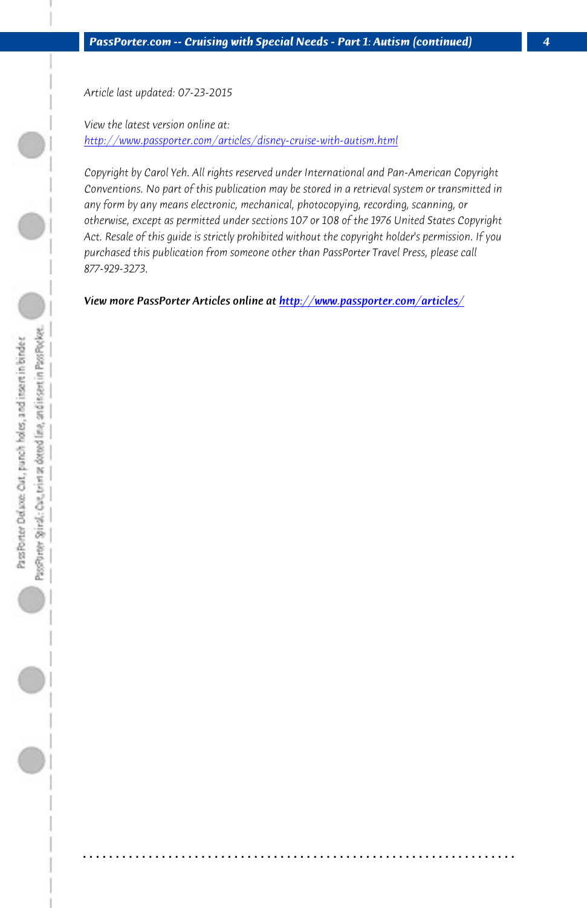*Article last updated: 07-23-2015*

*View the latest version online at:*
*http://www.passporter.com/articles/disney-cruise-with-autism.html*

*Copyright by Carol Yeh. All rights reserved under International and Pan-American Copyright Conventions. No part of this publication may be stored in a retrieval system or transmitted in any form by any means electronic, mechanical, photocopying, recording, scanning, or otherwise, except as permitted under sections 107 or 108 of the 1976 United States Copyright Act. Resale of this guide is strictly prohibited without the copyright holder's permission. If you purchased this publication from someone other than PassPorter Travel Press, please call 877-929-3273.*

***View more PassPorter Articles online at http://www.passporter.com/articles/***